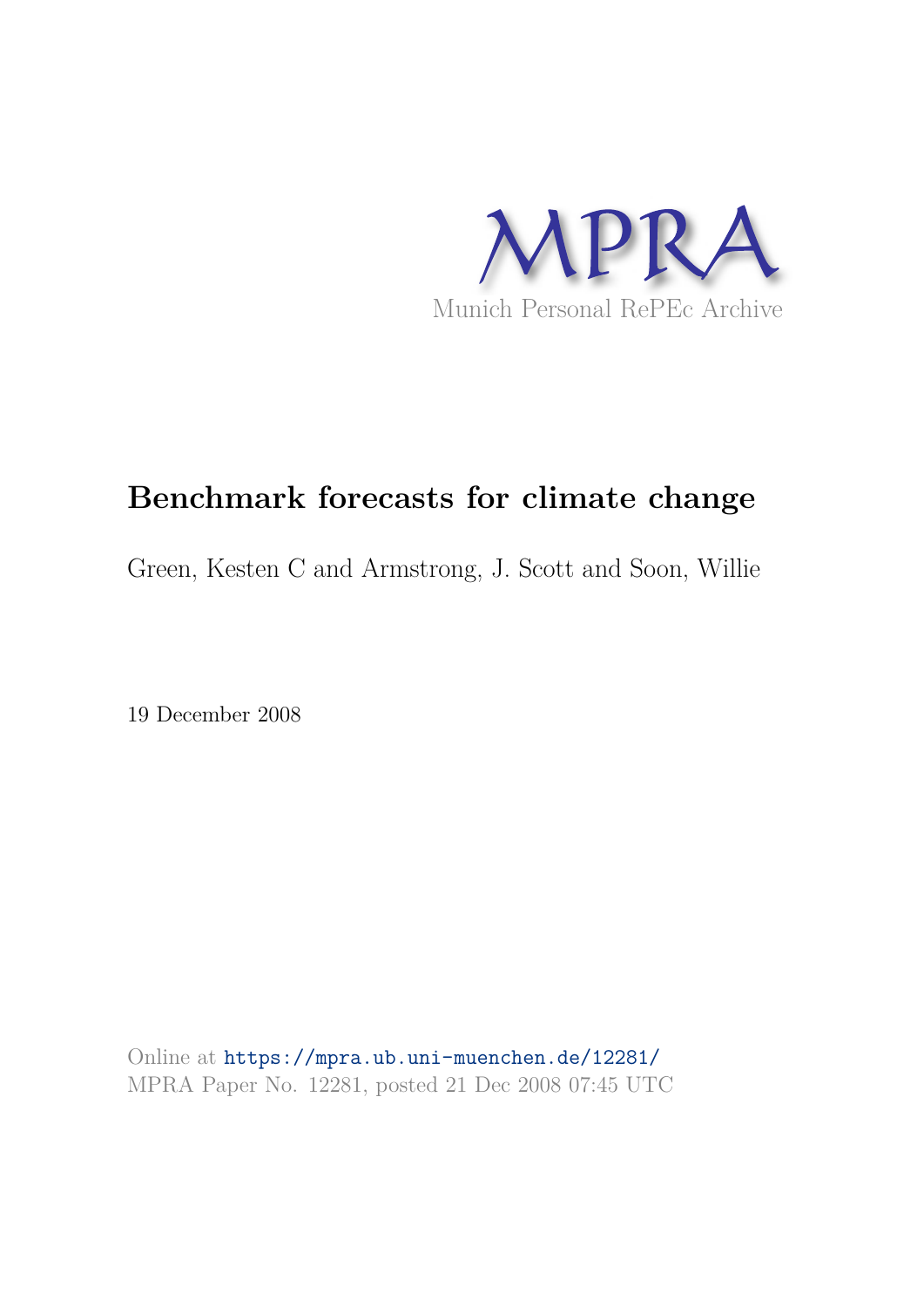MPRA

Munich Personal RePEc Archive

# Benchmark forecasts for climate change

Green, Kesten C and Armstrong, J. Scott and Soon, Willie

19 December 2008

Online at https://mpra.ub.uni-muenchen.de/12281/
MPRA Paper No. 12281, posted 21 Dec 2008 07:45 UTC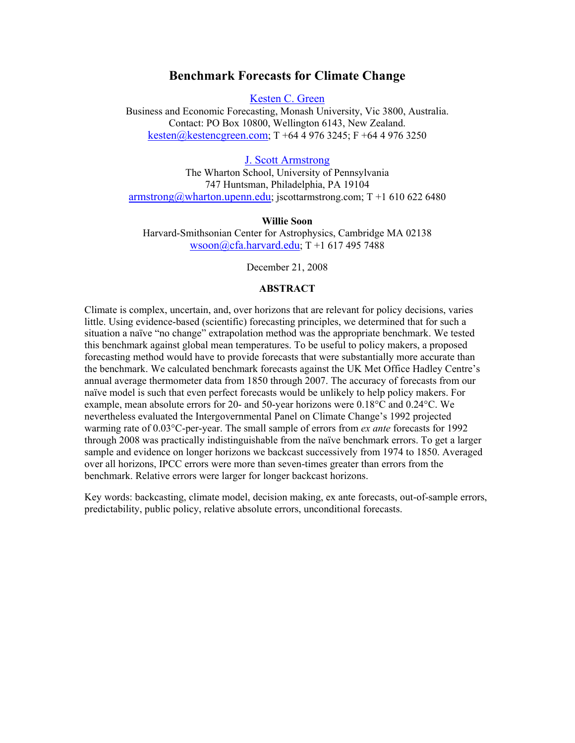# Benchmark Forecasts for Climate Change

Kesten C. Green

Business and Economic Forecasting, Monash University, Vic 3800, Australia.
Contact: PO Box 10800, Wellington 6143, New Zealand.
kesten@kestencgreen.com; T +64 4 976 3245; F +64 4 976 3250

J. Scott Armstrong

The Wharton School, University of Pennsylvania
747 Huntsman, Philadelphia, PA 19104
armstrong@wharton.upenn.edu; jscottarmstrong.com; T +1 610 622 6480

**Willie Soon**

Harvard-Smithsonian Center for Astrophysics, Cambridge MA 02138
wsoon@cfa.harvard.edu; T +1 617 495 7488

December 21, 2008

## ABSTRACT

Climate is complex, uncertain, and, over horizons that are relevant for policy decisions, varies little. Using evidence-based (scientific) forecasting principles, we determined that for such a situation a naïve "no change" extrapolation method was the appropriate benchmark. We tested this benchmark against global mean temperatures. To be useful to policy makers, a proposed forecasting method would have to provide forecasts that were substantially more accurate than the benchmark. We calculated benchmark forecasts against the UK Met Office Hadley Centre's annual average thermometer data from 1850 through 2007. The accuracy of forecasts from our naïve model is such that even perfect forecasts would be unlikely to help policy makers. For example, mean absolute errors for 20- and 50-year horizons were 0.18°C and 0.24°C. We nevertheless evaluated the Intergovernmental Panel on Climate Change's 1992 projected warming rate of 0.03°C-per-year. The small sample of errors from *ex ante* forecasts for 1992 through 2008 was practically indistinguishable from the naïve benchmark errors. To get a larger sample and evidence on longer horizons we backcast successively from 1974 to 1850. Averaged over all horizons, IPCC errors were more than seven-times greater than errors from the benchmark. Relative errors were larger for longer backcast horizons.

Key words: backcasting, climate model, decision making, ex ante forecasts, out-of-sample errors, predictability, public policy, relative absolute errors, unconditional forecasts.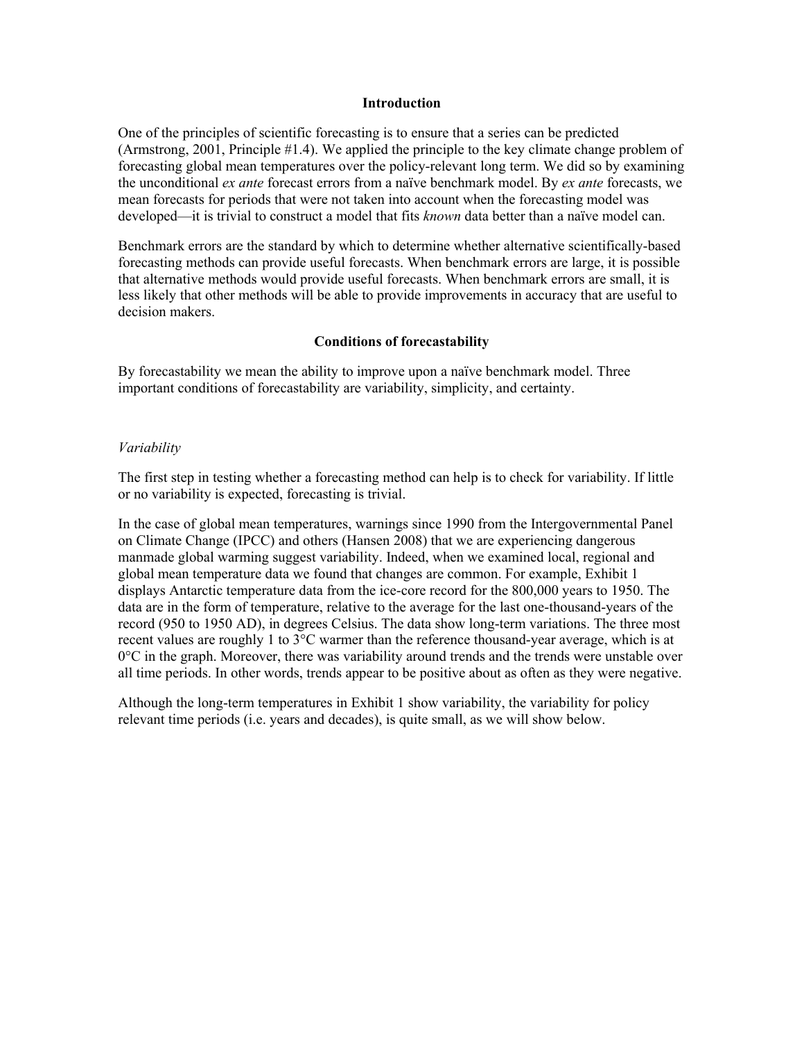## Introduction

One of the principles of scientific forecasting is to ensure that a series can be predicted (Armstrong, 2001, Principle #1.4). We applied the principle to the key climate change problem of forecasting global mean temperatures over the policy-relevant long term. We did so by examining the unconditional *ex ante* forecast errors from a naïve benchmark model. By *ex ante* forecasts, we mean forecasts for periods that were not taken into account when the forecasting model was developed—it is trivial to construct a model that fits *known* data better than a naïve model can.

Benchmark errors are the standard by which to determine whether alternative scientifically-based forecasting methods can provide useful forecasts. When benchmark errors are large, it is possible that alternative methods would provide useful forecasts. When benchmark errors are small, it is less likely that other methods will be able to provide improvements in accuracy that are useful to decision makers.

## Conditions of forecastability

By forecastability we mean the ability to improve upon a naïve benchmark model. Three important conditions of forecastability are variability, simplicity, and certainty.

### *Variability*

The first step in testing whether a forecasting method can help is to check for variability. If little or no variability is expected, forecasting is trivial.

In the case of global mean temperatures, warnings since 1990 from the Intergovernmental Panel on Climate Change (IPCC) and others (Hansen 2008) that we are experiencing dangerous manmade global warming suggest variability. Indeed, when we examined local, regional and global mean temperature data we found that changes are common. For example, Exhibit 1 displays Antarctic temperature data from the ice-core record for the 800,000 years to 1950. The data are in the form of temperature, relative to the average for the last one-thousand-years of the record (950 to 1950 AD), in degrees Celsius. The data show long-term variations. The three most recent values are roughly 1 to 3°C warmer than the reference thousand-year average, which is at 0°C in the graph. Moreover, there was variability around trends and the trends were unstable over all time periods. In other words, trends appear to be positive about as often as they were negative.

Although the long-term temperatures in Exhibit 1 show variability, the variability for policy relevant time periods (i.e. years and decades), is quite small, as we will show below.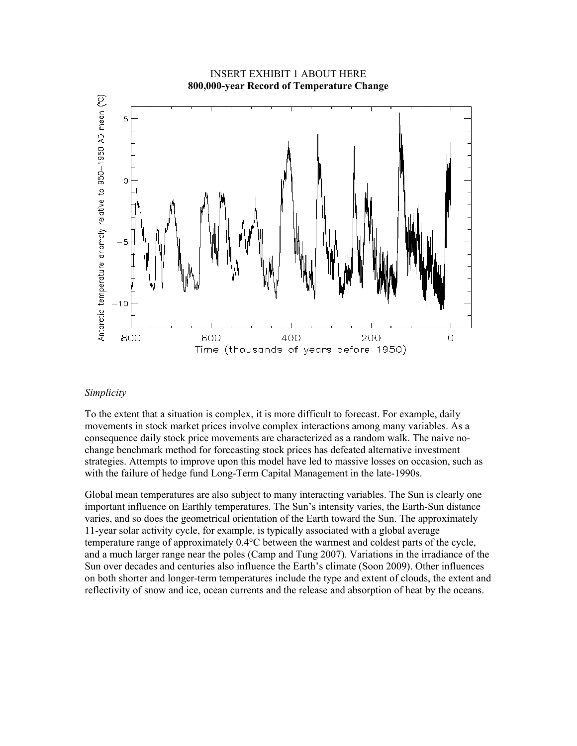INSERT EXHIBIT 1 ABOUT HERE

**800,000-year Record of Temperature Change**

*Simplicity*

To the extent that a situation is complex, it is more difficult to forecast. For example, daily movements in stock market prices involve complex interactions among many variables. As a consequence daily stock price movements are characterized as a random walk. The naive no-change benchmark method for forecasting stock prices has defeated alternative investment strategies. Attempts to improve upon this model have led to massive losses on occasion, such as with the failure of hedge fund Long-Term Capital Management in the late-1990s.

Global mean temperatures are also subject to many interacting variables. The Sun is clearly one important influence on Earthly temperatures. The Sun's intensity varies, the Earth-Sun distance varies, and so does the geometrical orientation of the Earth toward the Sun. The approximately 11-year solar activity cycle, for example, is typically associated with a global average temperature range of approximately 0.4°C between the warmest and coldest parts of the cycle, and a much larger range near the poles (Camp and Tung 2007). Variations in the irradiance of the Sun over decades and centuries also influence the Earth's climate (Soon 2009). Other influences on both shorter and longer-term temperatures include the type and extent of clouds, the extent and reflectivity of snow and ice, ocean currents and the release and absorption of heat by the oceans.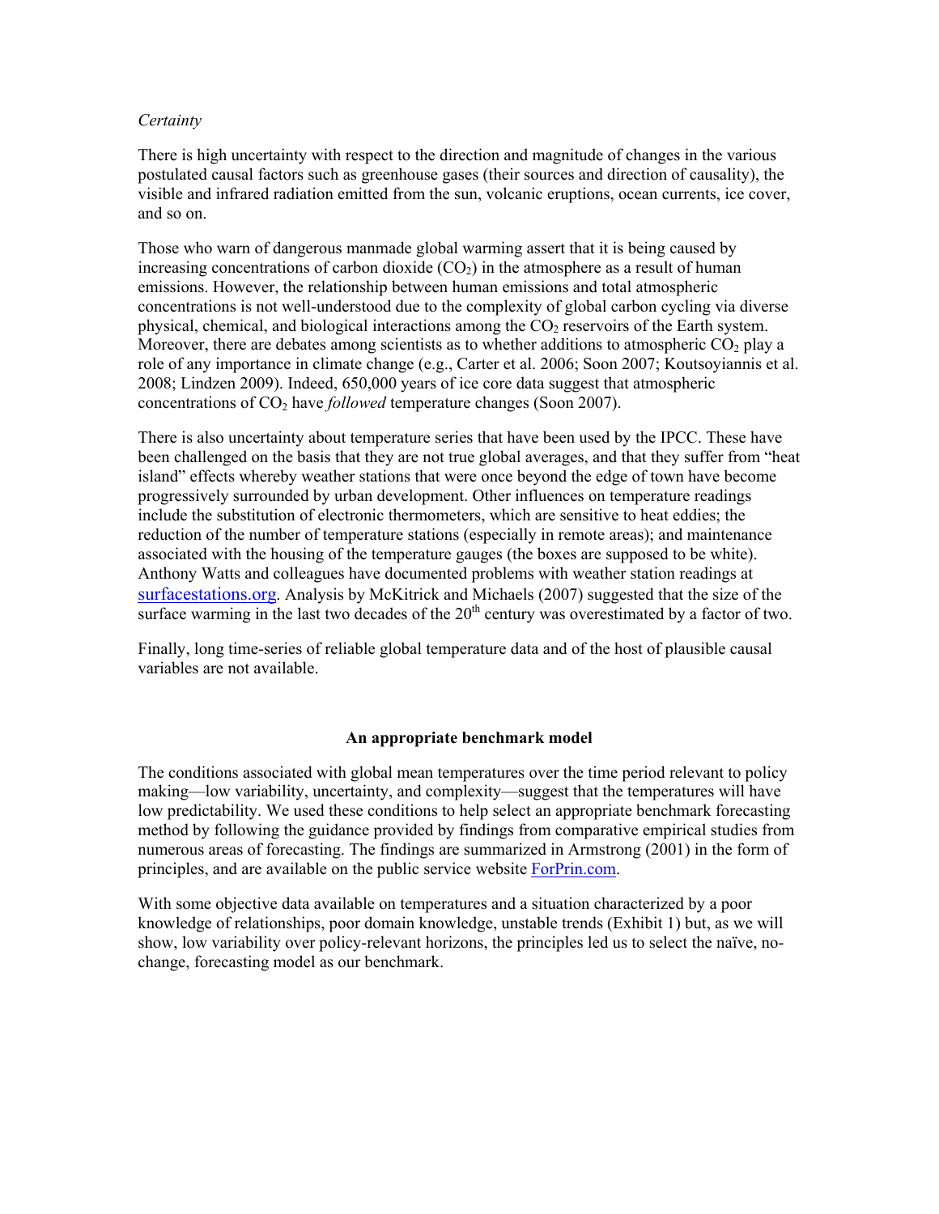*Certainty*

There is high uncertainty with respect to the direction and magnitude of changes in the various postulated causal factors such as greenhouse gases (their sources and direction of causality), the visible and infrared radiation emitted from the sun, volcanic eruptions, ocean currents, ice cover, and so on.

Those who warn of dangerous manmade global warming assert that it is being caused by increasing concentrations of carbon dioxide ($CO_2$) in the atmosphere as a result of human emissions. However, the relationship between human emissions and total atmospheric concentrations is not well-understood due to the complexity of global carbon cycling via diverse physical, chemical, and biological interactions among the $CO_2$ reservoirs of the Earth system. Moreover, there are debates among scientists as to whether additions to atmospheric $CO_2$ play a role of any importance in climate change (e.g., Carter et al. 2006; Soon 2007; Koutsoyiannis et al. 2008; Lindzen 2009). Indeed, 650,000 years of ice core data suggest that atmospheric concentrations of $CO_2$ have *followed* temperature changes (Soon 2007).

There is also uncertainty about temperature series that have been used by the IPCC. These have been challenged on the basis that they are not true global averages, and that they suffer from "heat island" effects whereby weather stations that were once beyond the edge of town have become progressively surrounded by urban development. Other influences on temperature readings include the substitution of electronic thermometers, which are sensitive to heat eddies; the reduction of the number of temperature stations (especially in remote areas); and maintenance associated with the housing of the temperature gauges (the boxes are supposed to be white). Anthony Watts and colleagues have documented problems with weather station readings at surfacestations.org. Analysis by McKitrick and Michaels (2007) suggested that the size of the surface warming in the last two decades of the 20th century was overestimated by a factor of two.

Finally, long time-series of reliable global temperature data and of the host of plausible causal variables are not available.

## An appropriate benchmark model

The conditions associated with global mean temperatures over the time period relevant to policy making—low variability, uncertainty, and complexity—suggest that the temperatures will have low predictability. We used these conditions to help select an appropriate benchmark forecasting method by following the guidance provided by findings from comparative empirical studies from numerous areas of forecasting. The findings are summarized in Armstrong (2001) in the form of principles, and are available on the public service website ForPrin.com.

With some objective data available on temperatures and a situation characterized by a poor knowledge of relationships, poor domain knowledge, unstable trends (Exhibit 1) but, as we will show, low variability over policy-relevant horizons, the principles led us to select the naïve, no-change, forecasting model as our benchmark.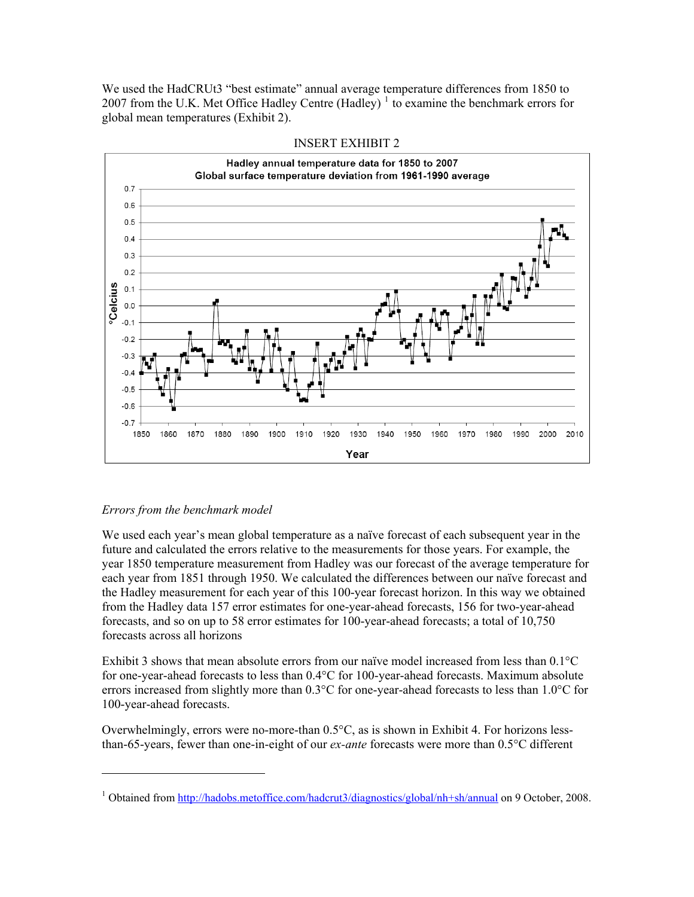We used the HadCRUt3 "best estimate" annual average temperature differences from 1850 to 2007 from the U.K. Met Office Hadley Centre (Hadley) [1] to examine the benchmark errors for global mean temperatures (Exhibit 2).

INSERT EXHIBIT 2

Hadley annual temperature data for 1850 to 2007
Global surface temperature deviation from 1961-1990 average

*Errors from the benchmark model*

We used each year's mean global temperature as a naïve forecast of each subsequent year in the future and calculated the errors relative to the measurements for those years. For example, the year 1850 temperature measurement from Hadley was our forecast of the average temperature for each year from 1851 through 1950. We calculated the differences between our naïve forecast and the Hadley measurement for each year of this 100-year forecast horizon. In this way we obtained from the Hadley data 157 error estimates for one-year-ahead forecasts, 156 for two-year-ahead forecasts, and so on up to 58 error estimates for 100-year-ahead forecasts; a total of 10,750 forecasts across all horizons

Exhibit 3 shows that mean absolute errors from our naïve model increased from less than 0.1°C for one-year-ahead forecasts to less than 0.4°C for 100-year-ahead forecasts. Maximum absolute errors increased from slightly more than 0.3°C for one-year-ahead forecasts to less than 1.0°C for 100-year-ahead forecasts.

Overwhelmingly, errors were no-more-than 0.5°C, as is shown in Exhibit 4. For horizons less-than-65-years, fewer than one-in-eight of our *ex-ante* forecasts were more than 0.5°C different

[1] Obtained from http://hadobs.metoffice.com/hadcrut3/diagnostics/global/nh+sh/annual on 9 October, 2008.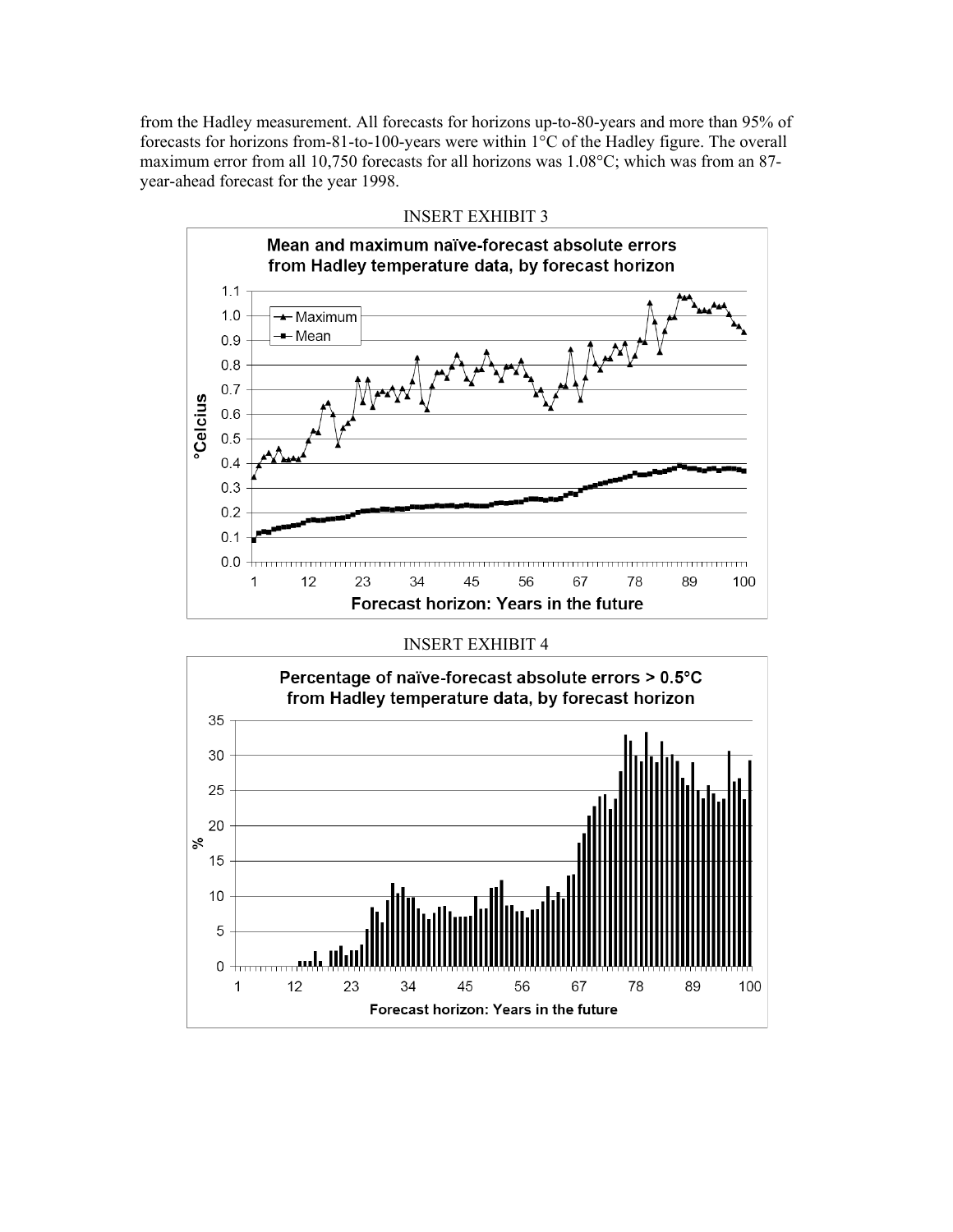from the Hadley measurement. All forecasts for horizons up-to-80-years and more than 95% of forecasts for horizons from-81-to-100-years were within 1°C of the Hadley figure. The overall maximum error from all 10,750 forecasts for all horizons was 1.08°C; which was from an 87-year-ahead forecast for the year 1998.

INSERT EXHIBIT 3

INSERT EXHIBIT 4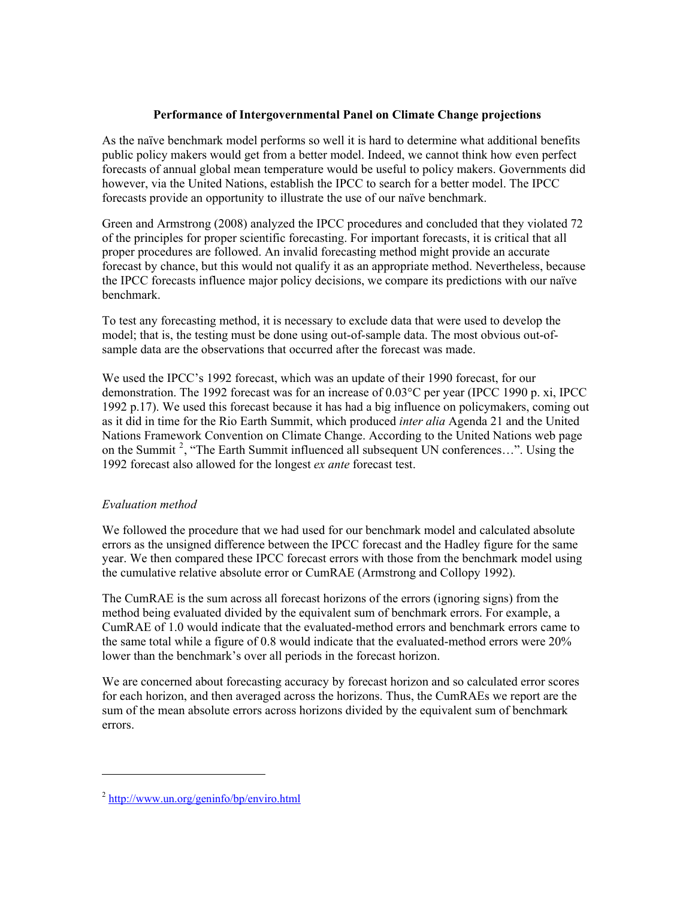## Performance of Intergovernmental Panel on Climate Change projections

As the naïve benchmark model performs so well it is hard to determine what additional benefits public policy makers would get from a better model. Indeed, we cannot think how even perfect forecasts of annual global mean temperature would be useful to policy makers. Governments did however, via the United Nations, establish the IPCC to search for a better model. The IPCC forecasts provide an opportunity to illustrate the use of our naïve benchmark.

Green and Armstrong (2008) analyzed the IPCC procedures and concluded that they violated 72 of the principles for proper scientific forecasting. For important forecasts, it is critical that all proper procedures are followed. An invalid forecasting method might provide an accurate forecast by chance, but this would not qualify it as an appropriate method. Nevertheless, because the IPCC forecasts influence major policy decisions, we compare its predictions with our naïve benchmark.

To test any forecasting method, it is necessary to exclude data that were used to develop the model; that is, the testing must be done using out-of-sample data. The most obvious out-of-sample data are the observations that occurred after the forecast was made.

We used the IPCC's 1992 forecast, which was an update of their 1990 forecast, for our demonstration. The 1992 forecast was for an increase of 0.03°C per year (IPCC 1990 p. xi, IPCC 1992 p.17). We used this forecast because it has had a big influence on policymakers, coming out as it did in time for the Rio Earth Summit, which produced *inter alia* Agenda 21 and the United Nations Framework Convention on Climate Change. According to the United Nations web page on the Summit [2], "The Earth Summit influenced all subsequent UN conferences…". Using the 1992 forecast also allowed for the longest *ex ante* forecast test.

### *Evaluation method*

We followed the procedure that we had used for our benchmark model and calculated absolute errors as the unsigned difference between the IPCC forecast and the Hadley figure for the same year. We then compared these IPCC forecast errors with those from the benchmark model using the cumulative relative absolute error or CumRAE (Armstrong and Collopy 1992).

The CumRAE is the sum across all forecast horizons of the errors (ignoring signs) from the method being evaluated divided by the equivalent sum of benchmark errors. For example, a CumRAE of 1.0 would indicate that the evaluated-method errors and benchmark errors came to the same total while a figure of 0.8 would indicate that the evaluated-method errors were 20% lower than the benchmark's over all periods in the forecast horizon.

We are concerned about forecasting accuracy by forecast horizon and so calculated error scores for each horizon, and then averaged across the horizons. Thus, the CumRAEs we report are the sum of the mean absolute errors across horizons divided by the equivalent sum of benchmark errors.

---

[2] http://www.un.org/geninfo/bp/enviro.html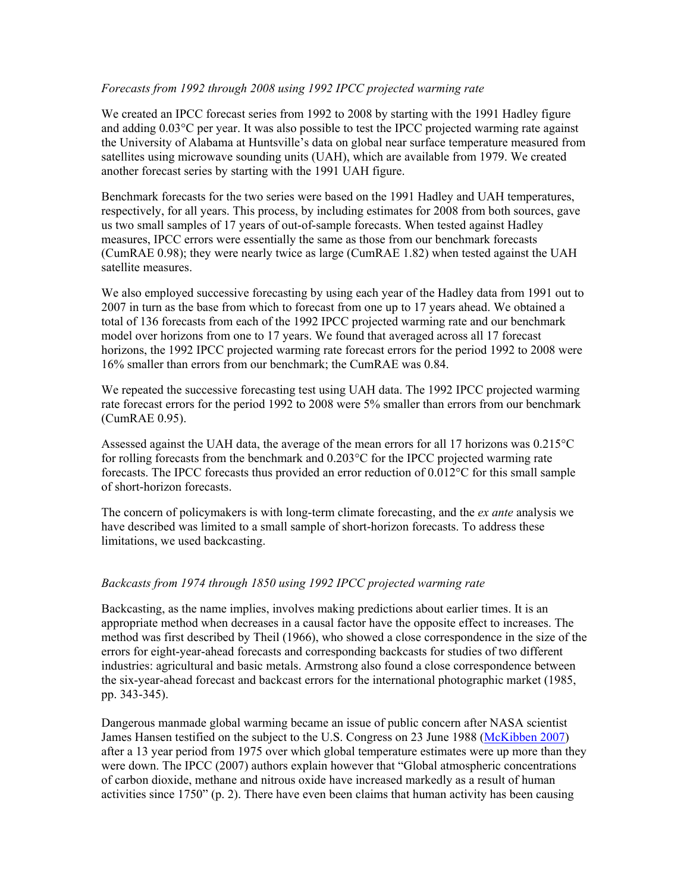*Forecasts from 1992 through 2008 using 1992 IPCC projected warming rate*

We created an IPCC forecast series from 1992 to 2008 by starting with the 1991 Hadley figure and adding 0.03°C per year. It was also possible to test the IPCC projected warming rate against the University of Alabama at Huntsville's data on global near surface temperature measured from satellites using microwave sounding units (UAH), which are available from 1979. We created another forecast series by starting with the 1991 UAH figure.

Benchmark forecasts for the two series were based on the 1991 Hadley and UAH temperatures, respectively, for all years. This process, by including estimates for 2008 from both sources, gave us two small samples of 17 years of out-of-sample forecasts. When tested against Hadley measures, IPCC errors were essentially the same as those from our benchmark forecasts (CumRAE 0.98); they were nearly twice as large (CumRAE 1.82) when tested against the UAH satellite measures.

We also employed successive forecasting by using each year of the Hadley data from 1991 out to 2007 in turn as the base from which to forecast from one up to 17 years ahead. We obtained a total of 136 forecasts from each of the 1992 IPCC projected warming rate and our benchmark model over horizons from one to 17 years. We found that averaged across all 17 forecast horizons, the 1992 IPCC projected warming rate forecast errors for the period 1992 to 2008 were 16% smaller than errors from our benchmark; the CumRAE was 0.84.

We repeated the successive forecasting test using UAH data. The 1992 IPCC projected warming rate forecast errors for the period 1992 to 2008 were 5% smaller than errors from our benchmark (CumRAE 0.95).

Assessed against the UAH data, the average of the mean errors for all 17 horizons was 0.215°C for rolling forecasts from the benchmark and 0.203°C for the IPCC projected warming rate forecasts. The IPCC forecasts thus provided an error reduction of 0.012°C for this small sample of short-horizon forecasts.

The concern of policymakers is with long-term climate forecasting, and the *ex ante* analysis we have described was limited to a small sample of short-horizon forecasts. To address these limitations, we used backcasting.

*Backcasts from 1974 through 1850 using 1992 IPCC projected warming rate*

Backcasting, as the name implies, involves making predictions about earlier times. It is an appropriate method when decreases in a causal factor have the opposite effect to increases. The method was first described by Theil (1966), who showed a close correspondence in the size of the errors for eight-year-ahead forecasts and corresponding backcasts for studies of two different industries: agricultural and basic metals. Armstrong also found a close correspondence between the six-year-ahead forecast and backcast errors for the international photographic market (1985, pp. 343-345).

Dangerous manmade global warming became an issue of public concern after NASA scientist James Hansen testified on the subject to the U.S. Congress on 23 June 1988 (McKibben 2007) after a 13 year period from 1975 over which global temperature estimates were up more than they were down. The IPCC (2007) authors explain however that "Global atmospheric concentrations of carbon dioxide, methane and nitrous oxide have increased markedly as a result of human activities since 1750" (p. 2). There have even been claims that human activity has been causing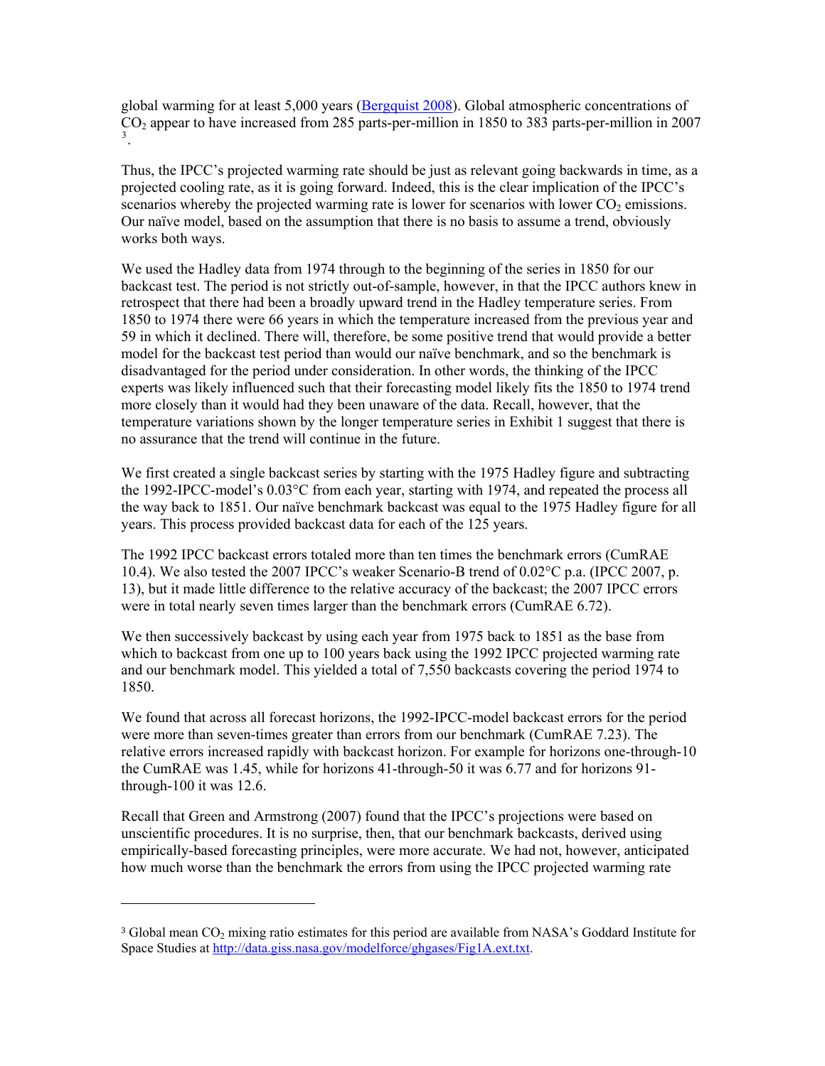global warming for at least 5,000 years (Bergquist 2008). Global atmospheric concentrations of $CO_2$ appear to have increased from 285 parts-per-million in 1850 to 383 parts-per-million in 2007 [3].

Thus, the IPCC's projected warming rate should be just as relevant going backwards in time, as a projected cooling rate, as it is going forward. Indeed, this is the clear implication of the IPCC's scenarios whereby the projected warming rate is lower for scenarios with lower $CO_2$ emissions. Our naïve model, based on the assumption that there is no basis to assume a trend, obviously works both ways.

We used the Hadley data from 1974 through to the beginning of the series in 1850 for our backcast test. The period is not strictly out-of-sample, however, in that the IPCC authors knew in retrospect that there had been a broadly upward trend in the Hadley temperature series. From 1850 to 1974 there were 66 years in which the temperature increased from the previous year and 59 in which it declined. There will, therefore, be some positive trend that would provide a better model for the backcast test period than would our naïve benchmark, and so the benchmark is disadvantaged for the period under consideration. In other words, the thinking of the IPCC experts was likely influenced such that their forecasting model likely fits the 1850 to 1974 trend more closely than it would had they been unaware of the data. Recall, however, that the temperature variations shown by the longer temperature series in Exhibit 1 suggest that there is no assurance that the trend will continue in the future.

We first created a single backcast series by starting with the 1975 Hadley figure and subtracting the 1992-IPCC-model's 0.03°C from each year, starting with 1974, and repeated the process all the way back to 1851. Our naïve benchmark backcast was equal to the 1975 Hadley figure for all years. This process provided backcast data for each of the 125 years.

The 1992 IPCC backcast errors totaled more than ten times the benchmark errors (CumRAE 10.4). We also tested the 2007 IPCC's weaker Scenario-B trend of 0.02°C p.a. (IPCC 2007, p. 13), but it made little difference to the relative accuracy of the backcast; the 2007 IPCC errors were in total nearly seven times larger than the benchmark errors (CumRAE 6.72).

We then successively backcast by using each year from 1975 back to 1851 as the base from which to backcast from one up to 100 years back using the 1992 IPCC projected warming rate and our benchmark model. This yielded a total of 7,550 backcasts covering the period 1974 to 1850.

We found that across all forecast horizons, the 1992-IPCC-model backcast errors for the period were more than seven-times greater than errors from our benchmark (CumRAE 7.23). The relative errors increased rapidly with backcast horizon. For example for horizons one-through-10 the CumRAE was 1.45, while for horizons 41-through-50 it was 6.77 and for horizons 91-through-100 it was 12.6.

Recall that Green and Armstrong (2007) found that the IPCC's projections were based on unscientific procedures. It is no surprise, then, that our benchmark backcasts, derived using empirically-based forecasting principles, were more accurate. We had not, however, anticipated how much worse than the benchmark the errors from using the IPCC projected warming rate

---

[3] Global mean $CO_2$ mixing ratio estimates for this period are available from NASA's Goddard Institute for Space Studies at http://data.giss.nasa.gov/modelforce/ghgases/Fig1A.ext.txt.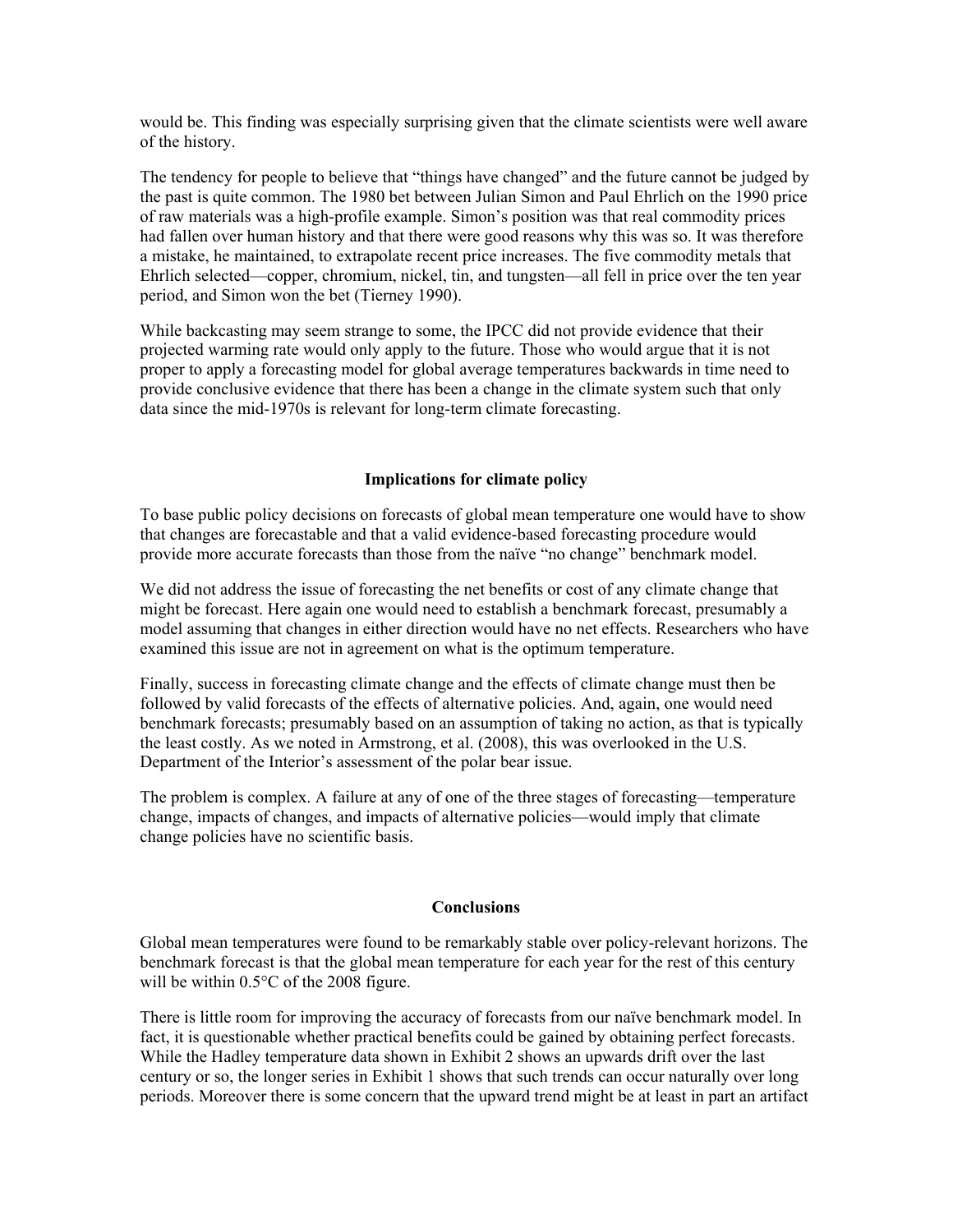would be. This finding was especially surprising given that the climate scientists were well aware of the history.

The tendency for people to believe that "things have changed" and the future cannot be judged by the past is quite common. The 1980 bet between Julian Simon and Paul Ehrlich on the 1990 price of raw materials was a high-profile example. Simon's position was that real commodity prices had fallen over human history and that there were good reasons why this was so. It was therefore a mistake, he maintained, to extrapolate recent price increases. The five commodity metals that Ehrlich selected—copper, chromium, nickel, tin, and tungsten—all fell in price over the ten year period, and Simon won the bet (Tierney 1990).

While backcasting may seem strange to some, the IPCC did not provide evidence that their projected warming rate would only apply to the future. Those who would argue that it is not proper to apply a forecasting model for global average temperatures backwards in time need to provide conclusive evidence that there has been a change in the climate system such that only data since the mid-1970s is relevant for long-term climate forecasting.

## Implications for climate policy

To base public policy decisions on forecasts of global mean temperature one would have to show that changes are forecastable and that a valid evidence-based forecasting procedure would provide more accurate forecasts than those from the naïve "no change" benchmark model.

We did not address the issue of forecasting the net benefits or cost of any climate change that might be forecast. Here again one would need to establish a benchmark forecast, presumably a model assuming that changes in either direction would have no net effects. Researchers who have examined this issue are not in agreement on what is the optimum temperature.

Finally, success in forecasting climate change and the effects of climate change must then be followed by valid forecasts of the effects of alternative policies. And, again, one would need benchmark forecasts; presumably based on an assumption of taking no action, as that is typically the least costly. As we noted in Armstrong, et al. (2008), this was overlooked in the U.S. Department of the Interior's assessment of the polar bear issue.

The problem is complex. A failure at any of one of the three stages of forecasting—temperature change, impacts of changes, and impacts of alternative policies—would imply that climate change policies have no scientific basis.

## Conclusions

Global mean temperatures were found to be remarkably stable over policy-relevant horizons. The benchmark forecast is that the global mean temperature for each year for the rest of this century will be within 0.5°C of the 2008 figure.

There is little room for improving the accuracy of forecasts from our naïve benchmark model. In fact, it is questionable whether practical benefits could be gained by obtaining perfect forecasts. While the Hadley temperature data shown in Exhibit 2 shows an upwards drift over the last century or so, the longer series in Exhibit 1 shows that such trends can occur naturally over long periods. Moreover there is some concern that the upward trend might be at least in part an artifact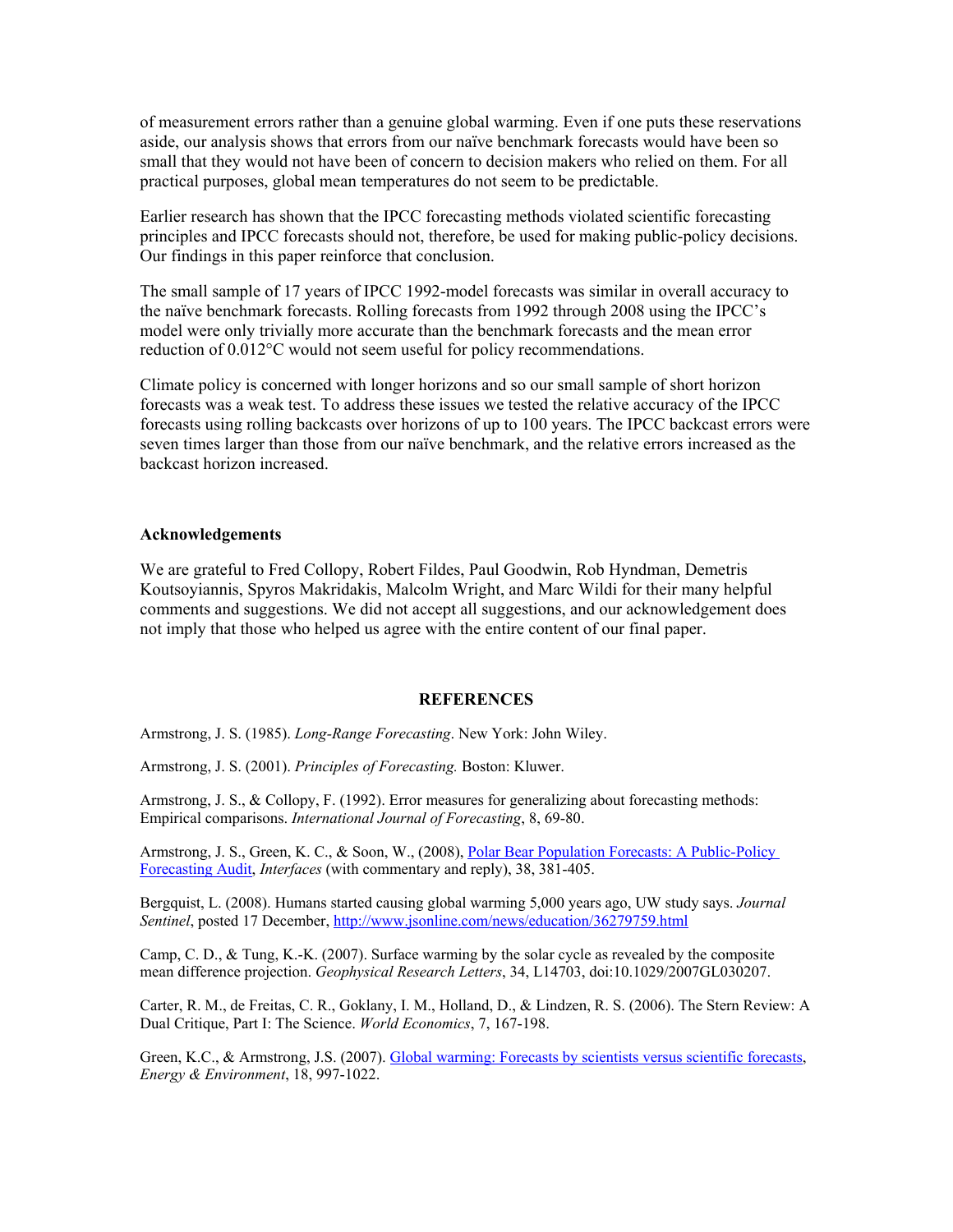of measurement errors rather than a genuine global warming. Even if one puts these reservations aside, our analysis shows that errors from our naïve benchmark forecasts would have been so small that they would not have been of concern to decision makers who relied on them. For all practical purposes, global mean temperatures do not seem to be predictable.

Earlier research has shown that the IPCC forecasting methods violated scientific forecasting principles and IPCC forecasts should not, therefore, be used for making public-policy decisions. Our findings in this paper reinforce that conclusion.

The small sample of 17 years of IPCC 1992-model forecasts was similar in overall accuracy to the naïve benchmark forecasts. Rolling forecasts from 1992 through 2008 using the IPCC's model were only trivially more accurate than the benchmark forecasts and the mean error reduction of 0.012°C would not seem useful for policy recommendations.

Climate policy is concerned with longer horizons and so our small sample of short horizon forecasts was a weak test. To address these issues we tested the relative accuracy of the IPCC forecasts using rolling backcasts over horizons of up to 100 years. The IPCC backcast errors were seven times larger than those from our naïve benchmark, and the relative errors increased as the backcast horizon increased.

**Acknowledgements**

We are grateful to Fred Collopy, Robert Fildes, Paul Goodwin, Rob Hyndman, Demetris Koutsoyiannis, Spyros Makridakis, Malcolm Wright, and Marc Wildi for their many helpful comments and suggestions. We did not accept all suggestions, and our acknowledgement does not imply that those who helped us agree with the entire content of our final paper.

## REFERENCES

Armstrong, J. S. (1985). *Long-Range Forecasting*. New York: John Wiley.

Armstrong, J. S. (2001). *Principles of Forecasting.* Boston: Kluwer.

Armstrong, J. S., & Collopy, F. (1992). Error measures for generalizing about forecasting methods: Empirical comparisons. *International Journal of Forecasting*, 8, 69-80.

Armstrong, J. S., Green, K. C., & Soon, W., (2008), Polar Bear Population Forecasts: A Public-Policy Forecasting Audit, *Interfaces* (with commentary and reply), 38, 381-405.

Bergquist, L. (2008). Humans started causing global warming 5,000 years ago, UW study says. *Journal Sentinel*, posted 17 December, http://www.jsonline.com/news/education/36279759.html

Camp, C. D., & Tung, K.-K. (2007). Surface warming by the solar cycle as revealed by the composite mean difference projection. *Geophysical Research Letters*, 34, L14703, doi:10.1029/2007GL030207.

Carter, R. M., de Freitas, C. R., Goklany, I. M., Holland, D., & Lindzen, R. S. (2006). The Stern Review: A Dual Critique, Part I: The Science. *World Economics*, 7, 167-198.

Green, K.C., & Armstrong, J.S. (2007). Global warming: Forecasts by scientists versus scientific forecasts, *Energy & Environment*, 18, 997-1022.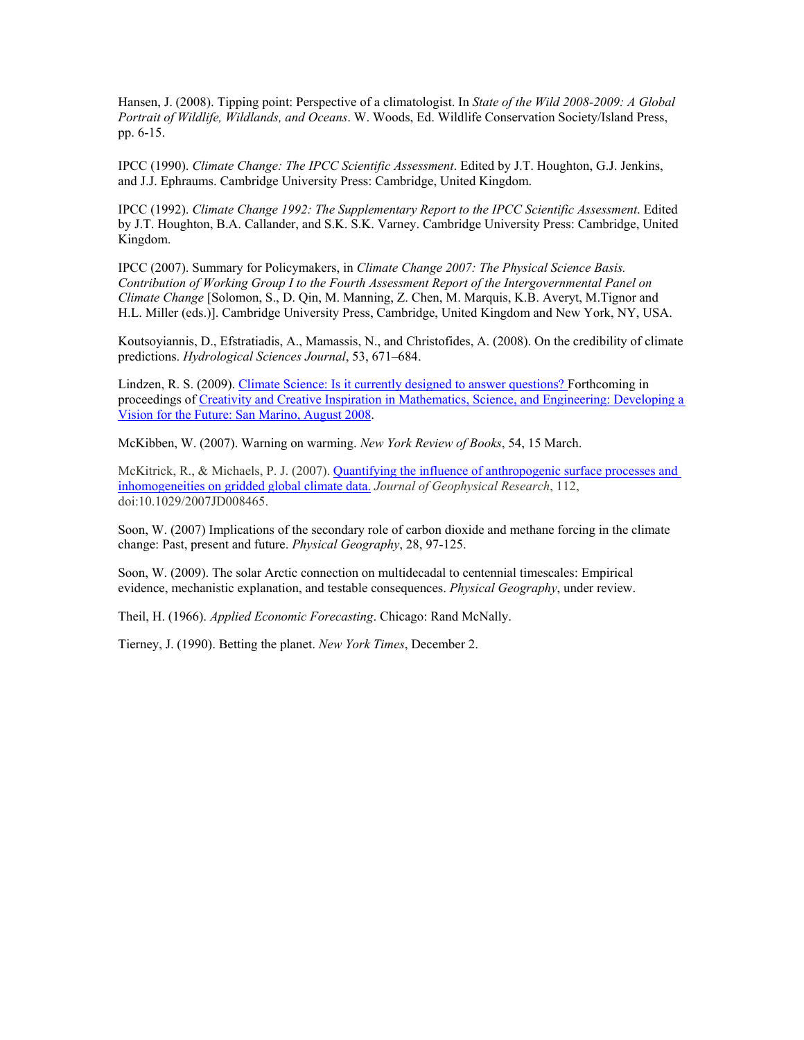Hansen, J. (2008). Tipping point: Perspective of a climatologist. In *State of the Wild 2008-2009: A Global Portrait of Wildlife, Wildlands, and Oceans*. W. Woods, Ed. Wildlife Conservation Society/Island Press, pp. 6-15.

IPCC (1990). *Climate Change: The IPCC Scientific Assessment*. Edited by J.T. Houghton, G.J. Jenkins, and J.J. Ephraums. Cambridge University Press: Cambridge, United Kingdom.

IPCC (1992). *Climate Change 1992: The Supplementary Report to the IPCC Scientific Assessment*. Edited by J.T. Houghton, B.A. Callander, and S.K. S.K. Varney. Cambridge University Press: Cambridge, United Kingdom.

IPCC (2007). Summary for Policymakers, in *Climate Change 2007: The Physical Science Basis. Contribution of Working Group I to the Fourth Assessment Report of the Intergovernmental Panel on Climate Change* [Solomon, S., D. Qin, M. Manning, Z. Chen, M. Marquis, K.B. Averyt, M.Tignor and H.L. Miller (eds.)]. Cambridge University Press, Cambridge, United Kingdom and New York, NY, USA.

Koutsoyiannis, D., Efstratiadis, A., Mamassis, N., and Christofides, A. (2008). On the credibility of climate predictions. *Hydrological Sciences Journal*, 53, 671–684.

Lindzen, R. S. (2009). Climate Science: Is it currently designed to answer questions? Forthcoming in proceedings of Creativity and Creative Inspiration in Mathematics, Science, and Engineering: Developing a Vision for the Future: San Marino, August 2008.

McKibben, W. (2007). Warning on warming. *New York Review of Books*, 54, 15 March.

McKitrick, R., & Michaels, P. J. (2007). Quantifying the influence of anthropogenic surface processes and inhomogeneities on gridded global climate data. *Journal of Geophysical Research*, 112, doi:10.1029/2007JD008465.

Soon, W. (2007) Implications of the secondary role of carbon dioxide and methane forcing in the climate change: Past, present and future. *Physical Geography*, 28, 97-125.

Soon, W. (2009). The solar Arctic connection on multidecadal to centennial timescales: Empirical evidence, mechanistic explanation, and testable consequences. *Physical Geography*, under review.

Theil, H. (1966). *Applied Economic Forecasting*. Chicago: Rand McNally.

Tierney, J. (1990). Betting the planet. *New York Times*, December 2.